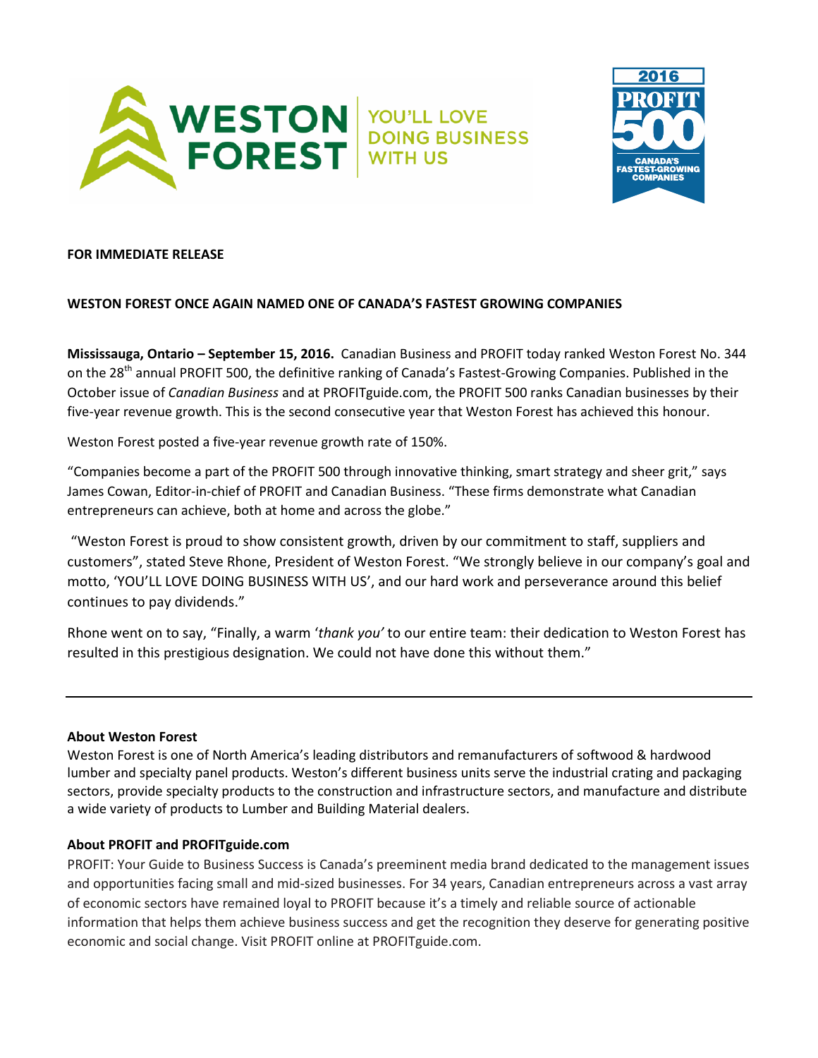WESTON FOREST YOU'LL LOVE DOING BUSINESS WITH US

2016 PROFIT 500 CANADA'S FASTEST-GROWING COMPANIES

**FOR IMMEDIATE RELEASE**

**WESTON FOREST ONCE AGAIN NAMED ONE OF CANADA'S FASTEST GROWING COMPANIES**

**Mississauga, Ontario – September 15, 2016.** Canadian Business and PROFIT today ranked Weston Forest No. 344 on the 28th annual PROFIT 500, the definitive ranking of Canada's Fastest-Growing Companies. Published in the October issue of *Canadian Business* and at PROFITguide.com, the PROFIT 500 ranks Canadian businesses by their five-year revenue growth. This is the second consecutive year that Weston Forest has achieved this honour.

Weston Forest posted a five-year revenue growth rate of 150%.

"Companies become a part of the PROFIT 500 through innovative thinking, smart strategy and sheer grit," says James Cowan, Editor-in-chief of PROFIT and Canadian Business. "These firms demonstrate what Canadian entrepreneurs can achieve, both at home and across the globe."

"Weston Forest is proud to show consistent growth, driven by our commitment to staff, suppliers and customers", stated Steve Rhone, President of Weston Forest. "We strongly believe in our company's goal and motto, 'YOU'LL LOVE DOING BUSINESS WITH US', and our hard work and perseverance around this belief continues to pay dividends."

Rhone went on to say, "Finally, a warm '*thank you'* to our entire team: their dedication to Weston Forest has resulted in this prestigious designation. We could not have done this without them."

---

**About Weston Forest**

Weston Forest is one of North America's leading distributors and remanufacturers of softwood & hardwood lumber and specialty panel products. Weston's different business units serve the industrial crating and packaging sectors, provide specialty products to the construction and infrastructure sectors, and manufacture and distribute a wide variety of products to Lumber and Building Material dealers.

**About PROFIT and PROFITguide.com**

PROFIT: Your Guide to Business Success is Canada's preeminent media brand dedicated to the management issues and opportunities facing small and mid-sized businesses. For 34 years, Canadian entrepreneurs across a vast array of economic sectors have remained loyal to PROFIT because it's a timely and reliable source of actionable information that helps them achieve business success and get the recognition they deserve for generating positive economic and social change. Visit PROFIT online at PROFITguide.com.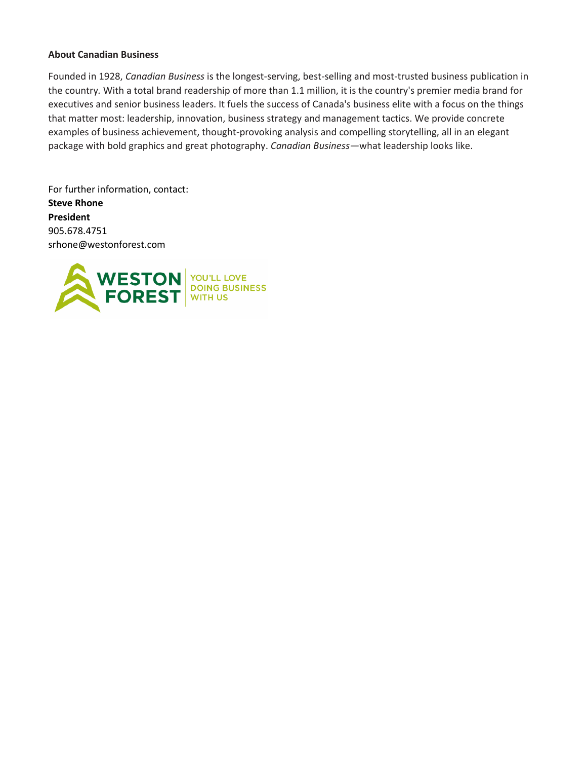**About Canadian Business**

Founded in 1928, *Canadian Business* is the longest-serving, best-selling and most-trusted business publication in the country. With a total brand readership of more than 1.1 million, it is the country's premier media brand for executives and senior business leaders. It fuels the success of Canada's business elite with a focus on the things that matter most: leadership, innovation, business strategy and management tactics. We provide concrete examples of business achievement, thought-provoking analysis and compelling storytelling, all in an elegant package with bold graphics and great photography. *Canadian Business*—what leadership looks like.

For further information, contact:
**Steve Rhone**
**President**
905.678.4751
srhone@westonforest.com

WESTON FOREST
YOU'LL LOVE DOING BUSINESS WITH US